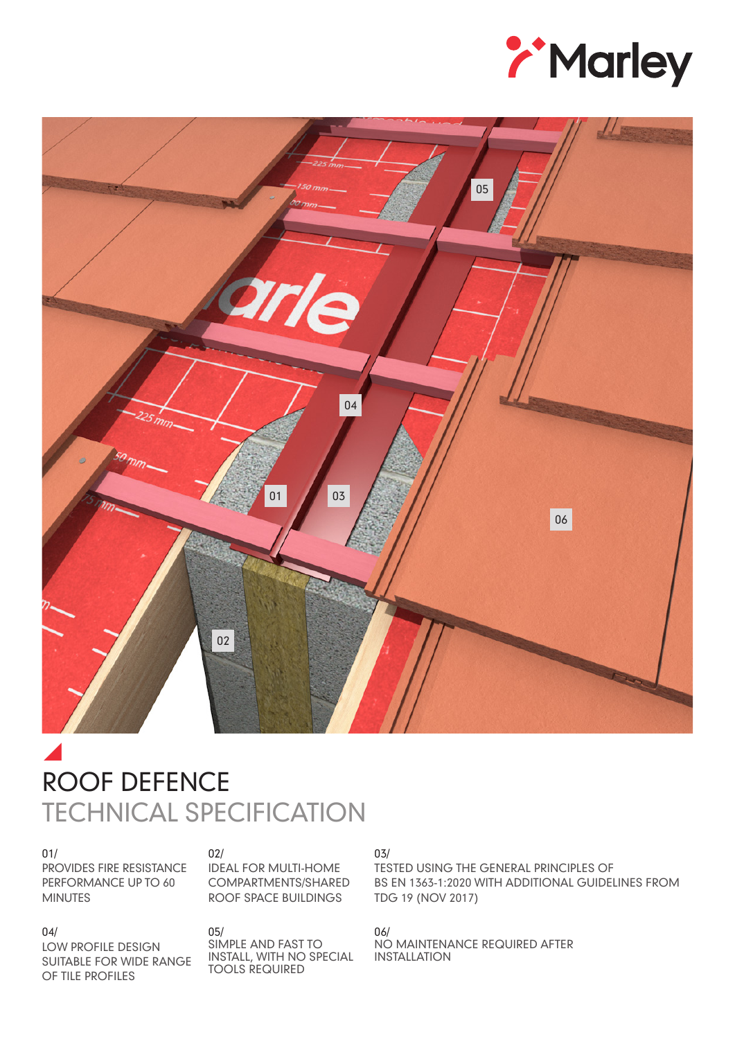Marley

# ROOF DEFENCE
## TECHNICAL SPECIFICATION

01/
PROVIDES FIRE RESISTANCE PERFORMANCE UP TO 60 MINUTES

02/
IDEAL FOR MULTI-HOME COMPARTMENTS/SHARED ROOF SPACE BUILDINGS

03/
TESTED USING THE GENERAL PRINCIPLES OF BS EN 1363-1:2020 WITH ADDITIONAL GUIDELINES FROM TDG 19 (NOV 2017)

04/
LOW PROFILE DESIGN SUITABLE FOR WIDE RANGE OF TILE PROFILES

05/
SIMPLE AND FAST TO INSTALL, WITH NO SPECIAL TOOLS REQUIRED

06/
NO MAINTENANCE REQUIRED AFTER INSTALLATION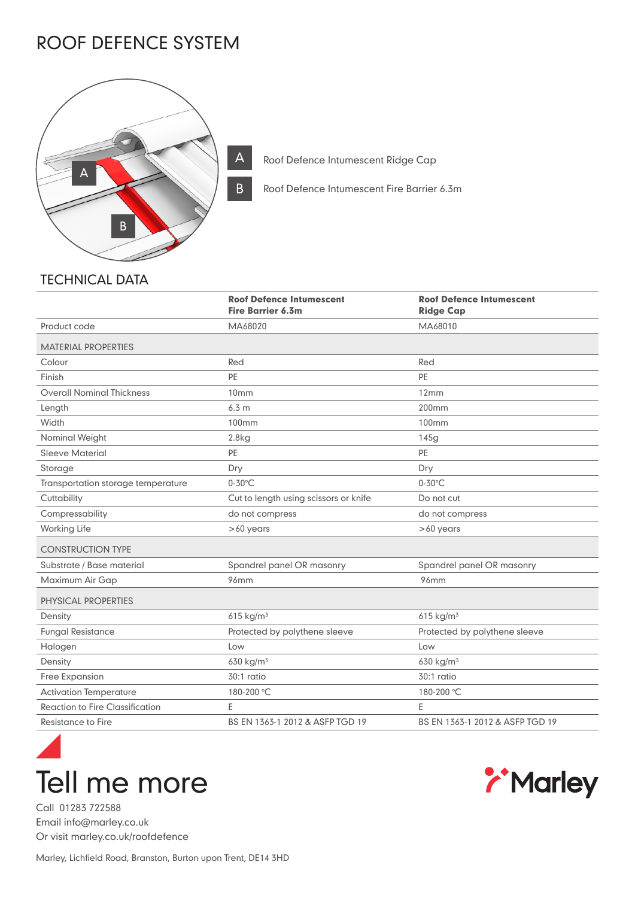# ROOF DEFENCE SYSTEM

A Roof Defence Intumescent Ridge Cap

B Roof Defence Intumescent Fire Barrier 6.3m

## TECHNICAL DATA

| | Roof Defence Intumescent Fire Barrier 6.3m | Roof Defence Intumescent Ridge Cap |
|---|---|---|
| Product code | MA68020 | MA68010 |
| MATERIAL PROPERTIES | | |
| Colour | Red | Red |
| Finish | PE | PE |
| Overall Nominal Thickness | 10mm | 12mm |
| Length | 6.3 m | 200mm |
| Width | 100mm | 100mm |
| Nominal Weight | 2.8kg | 145g |
| Sleeve Material | PE | PE |
| Storage | Dry | Dry |
| Transportation storage temperature | 0-30°C | 0-30°C |
| Cuttability | Cut to length using scissors or knife | Do not cut |
| Compressability | do not compress | do not compress |
| Working Life | >60 years | >60 years |
| CONSTRUCTION TYPE | | |
| Substrate / Base material | Spandrel panel OR masonry | Spandrel panel OR masonry |
| Maximum Air Gap | 96mm | 96mm |
| PHYSICAL PROPERTIES | | |
| Density | 615 kg/m³ | 615 kg/m³ |
| Fungal Resistance | Protected by polythene sleeve | Protected by polythene sleeve |
| Halogen | Low | Low |
| Density | 630 kg/m³ | 630 kg/m³ |
| Free Expansion | 30:1 ratio | 30:1 ratio |
| Activation Temperature | 180-200 °C | 180-200 °C |
| Reaction to Fire Classification | E | E |
| Resistance to Fire | BS EN 1363-1 2012 & ASFP TGD 19 | BS EN 1363-1 2012 & ASFP TGD 19 |

# Tell me more

Call 01283 722588
Email info@marley.co.uk
Or visit marley.co.uk/roofdefence

Marley

Marley, Lichfield Road, Branston, Burton upon Trent, DE14 3HD